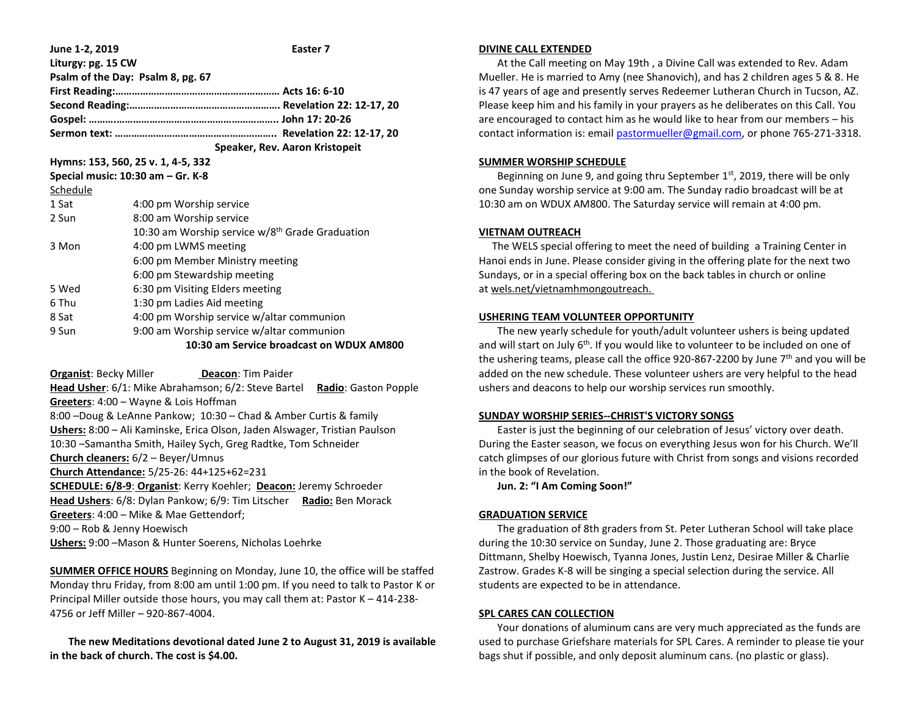**June 1-2, 2019 Easter 7**

**Liturgy: pg. 15 CW**

**Psalm of the Day: Psalm 8, pg. 67**

**First Reading:…………………………………………………… Acts 16: 6-10**

**Second Reading:………………………………………………. Revelation 22: 12-17, 20**

**Gospel: ……..…………………………………………………….. John 17: 20-26**

**Sermon text: ………………………………………………….. Revelation 22: 12-17, 20**

**Speaker, Rev. Aaron Kristopeit**

**Hymns: 153, 560, 25 v. 1, 4-5, 332**

**Special music: 10:30 am – Gr. K-8**

Schedule

| | |
|---|---|
| 1 Sat | 4:00 pm Worship service |
| 2 Sun | 8:00 am Worship service |
| | 10:30 am Worship service w/8th Grade Graduation |
| 3 Mon | 4:00 pm LWMS meeting |
| | 6:00 pm Member Ministry meeting |
| | 6:00 pm Stewardship meeting |
| 5 Wed | 6:30 pm Visiting Elders meeting |
| 6 Thu | 1:30 pm Ladies Aid meeting |
| 8 Sat | 4:00 pm Worship service w/altar communion |
| 9 Sun | 9:00 am Worship service w/altar communion |
| | **10:30 am Service broadcast on WDUX AM800** |

**Organist**: Becky Miller **Deacon**: Tim Paider

**Head Usher**: 6/1: Mike Abrahamson; 6/2: Steve Bartel **Radio**: Gaston Popple

**Greeters**: 4:00 – Wayne & Lois Hoffman

8:00 –Doug & LeAnne Pankow; 10:30 – Chad & Amber Curtis & family

**Ushers:** 8:00 – Ali Kaminske, Erica Olson, Jaden Alswager, Tristian Paulson

10:30 –Samantha Smith, Hailey Sych, Greg Radtke, Tom Schneider

**Church cleaners:** 6/2 – Beyer/Umnus

**Church Attendance:** 5/25-26: 44+125+62=231

**SCHEDULE: 6/8-9**: **Organist**: Kerry Koehler; **Deacon:** Jeremy Schroeder

**Head Ushers**: 6/8: Dylan Pankow; 6/9: Tim Litscher **Radio:** Ben Morack

**Greeters**: 4:00 – Mike & Mae Gettendorf;

9:00 – Rob & Jenny Hoewisch

**Ushers:** 9:00 –Mason & Hunter Soerens, Nicholas Loehrke

**SUMMER OFFICE HOURS** Beginning on Monday, June 10, the office will be staffed Monday thru Friday, from 8:00 am until 1:00 pm. If you need to talk to Pastor K or Principal Miller outside those hours, you may call them at: Pastor K – 414-238-4756 or Jeff Miller – 920-867-4004.

**The new Meditations devotional dated June 2 to August 31, 2019 is available in the back of church. The cost is $4.00.**

**DIVINE CALL EXTENDED**

At the Call meeting on May 19th , a Divine Call was extended to Rev. Adam Mueller. He is married to Amy (nee Shanovich), and has 2 children ages 5 & 8. He is 47 years of age and presently serves Redeemer Lutheran Church in Tucson, AZ. Please keep him and his family in your prayers as he deliberates on this Call. You are encouraged to contact him as he would like to hear from our members – his contact information is: email pastormueller@gmail.com, or phone 765-271-3318.

**SUMMER WORSHIP SCHEDULE**

Beginning on June 9, and going thru September 1st, 2019, there will be only one Sunday worship service at 9:00 am. The Sunday radio broadcast will be at 10:30 am on WDUX AM800. The Saturday service will remain at 4:00 pm.

**VIETNAM OUTREACH**

The WELS special offering to meet the need of building a Training Center in Hanoi ends in June. Please consider giving in the offering plate for the next two Sundays, or in a special offering box on the back tables in church or online at wels.net/vietnamhmongoutreach.

**USHERING TEAM VOLUNTEER OPPORTUNITY**

The new yearly schedule for youth/adult volunteer ushers is being updated and will start on July 6th. If you would like to volunteer to be included on one of the ushering teams, please call the office 920-867-2200 by June 7th and you will be added on the new schedule. These volunteer ushers are very helpful to the head ushers and deacons to help our worship services run smoothly.

**SUNDAY WORSHIP SERIES--CHRIST'S VICTORY SONGS**

Easter is just the beginning of our celebration of Jesus' victory over death. During the Easter season, we focus on everything Jesus won for his Church. We'll catch glimpses of our glorious future with Christ from songs and visions recorded in the book of Revelation.

**Jun. 2: "I Am Coming Soon!"**

**GRADUATION SERVICE**

The graduation of 8th graders from St. Peter Lutheran School will take place during the 10:30 service on Sunday, June 2. Those graduating are: Bryce Dittmann, Shelby Hoewisch, Tyanna Jones, Justin Lenz, Desirae Miller & Charlie Zastrow. Grades K-8 will be singing a special selection during the service. All students are expected to be in attendance.

**SPL CARES CAN COLLECTION**

Your donations of aluminum cans are very much appreciated as the funds are used to purchase Griefshare materials for SPL Cares. A reminder to please tie your bags shut if possible, and only deposit aluminum cans. (no plastic or glass).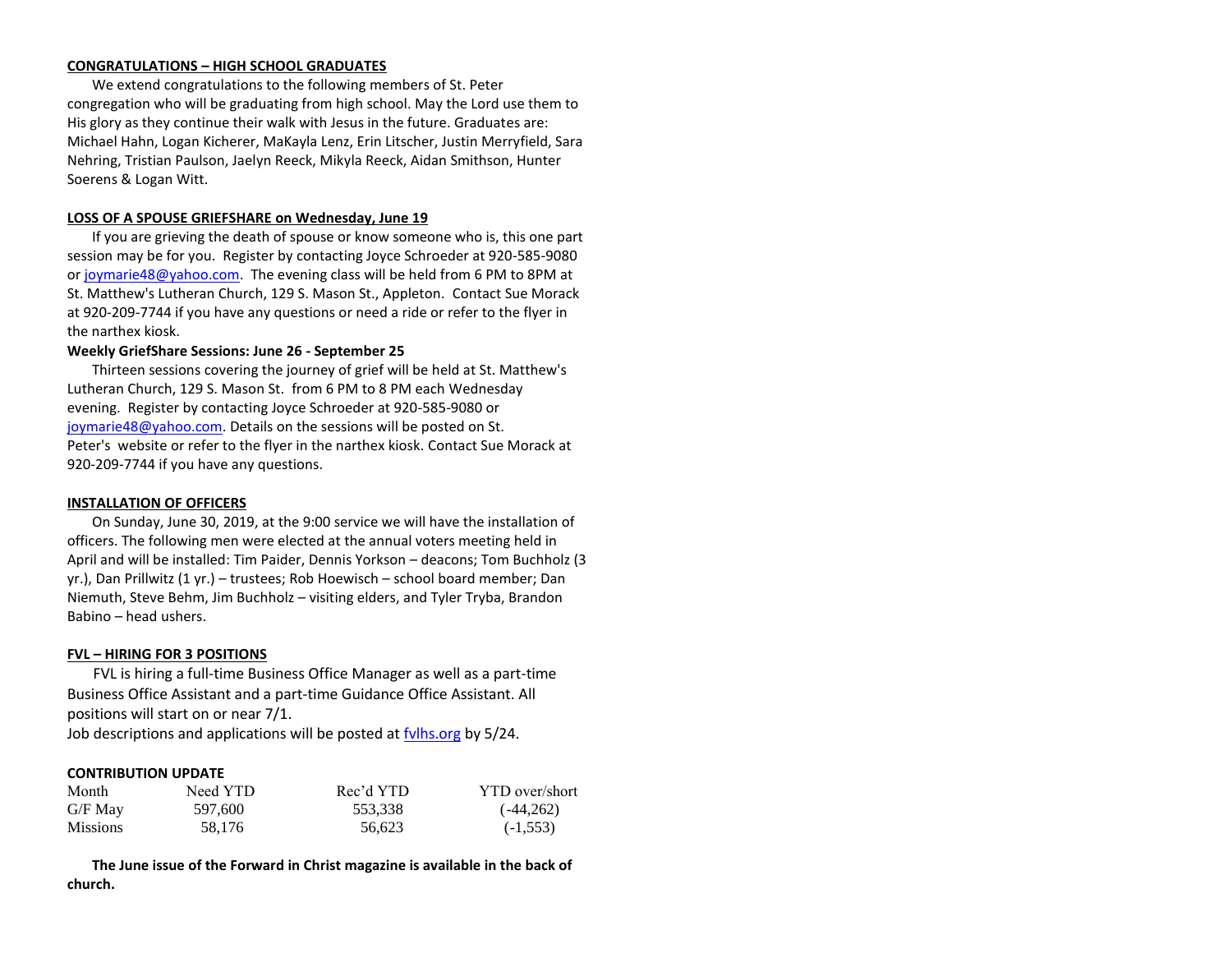**CONGRATULATIONS – HIGH SCHOOL GRADUATES**

We extend congratulations to the following members of St. Peter congregation who will be graduating from high school. May the Lord use them to His glory as they continue their walk with Jesus in the future. Graduates are: Michael Hahn, Logan Kicherer, MaKayla Lenz, Erin Litscher, Justin Merryfield, Sara Nehring, Tristian Paulson, Jaelyn Reeck, Mikyla Reeck, Aidan Smithson, Hunter Soerens & Logan Witt.

**LOSS OF A SPOUSE GRIEFSHARE on Wednesday, June 19**

If you are grieving the death of spouse or know someone who is, this one part session may be for you. Register by contacting Joyce Schroeder at 920-585-9080 or joymarie48@yahoo.com. The evening class will be held from 6 PM to 8PM at St. Matthew's Lutheran Church, 129 S. Mason St., Appleton. Contact Sue Morack at 920-209-7744 if you have any questions or need a ride or refer to the flyer in the narthex kiosk.

**Weekly GriefShare Sessions: June 26 - September 25**

Thirteen sessions covering the journey of grief will be held at St. Matthew's Lutheran Church, 129 S. Mason St. from 6 PM to 8 PM each Wednesday evening. Register by contacting Joyce Schroeder at 920-585-9080 or joymarie48@yahoo.com. Details on the sessions will be posted on St. Peter's website or refer to the flyer in the narthex kiosk. Contact Sue Morack at 920-209-7744 if you have any questions.

**INSTALLATION OF OFFICERS**

On Sunday, June 30, 2019, at the 9:00 service we will have the installation of officers. The following men were elected at the annual voters meeting held in April and will be installed: Tim Paider, Dennis Yorkson – deacons; Tom Buchholz (3 yr.), Dan Prillwitz (1 yr.) – trustees; Rob Hoewisch – school board member; Dan Niemuth, Steve Behm, Jim Buchholz – visiting elders, and Tyler Tryba, Brandon Babino – head ushers.

**FVL – HIRING FOR 3 POSITIONS**

FVL is hiring a full-time Business Office Manager as well as a part-time Business Office Assistant and a part-time Guidance Office Assistant. All positions will start on or near 7/1.

Job descriptions and applications will be posted at fvlhs.org by 5/24.

**CONTRIBUTION UPDATE**

| Month | Need YTD | Rec'd YTD | YTD over/short |
|---|---|---|---|
| G/F May | 597,600 | 553,338 | (-44,262) |
| Missions | 58,176 | 56,623 | (-1,553) |

**The June issue of the Forward in Christ magazine is available in the back of church.**